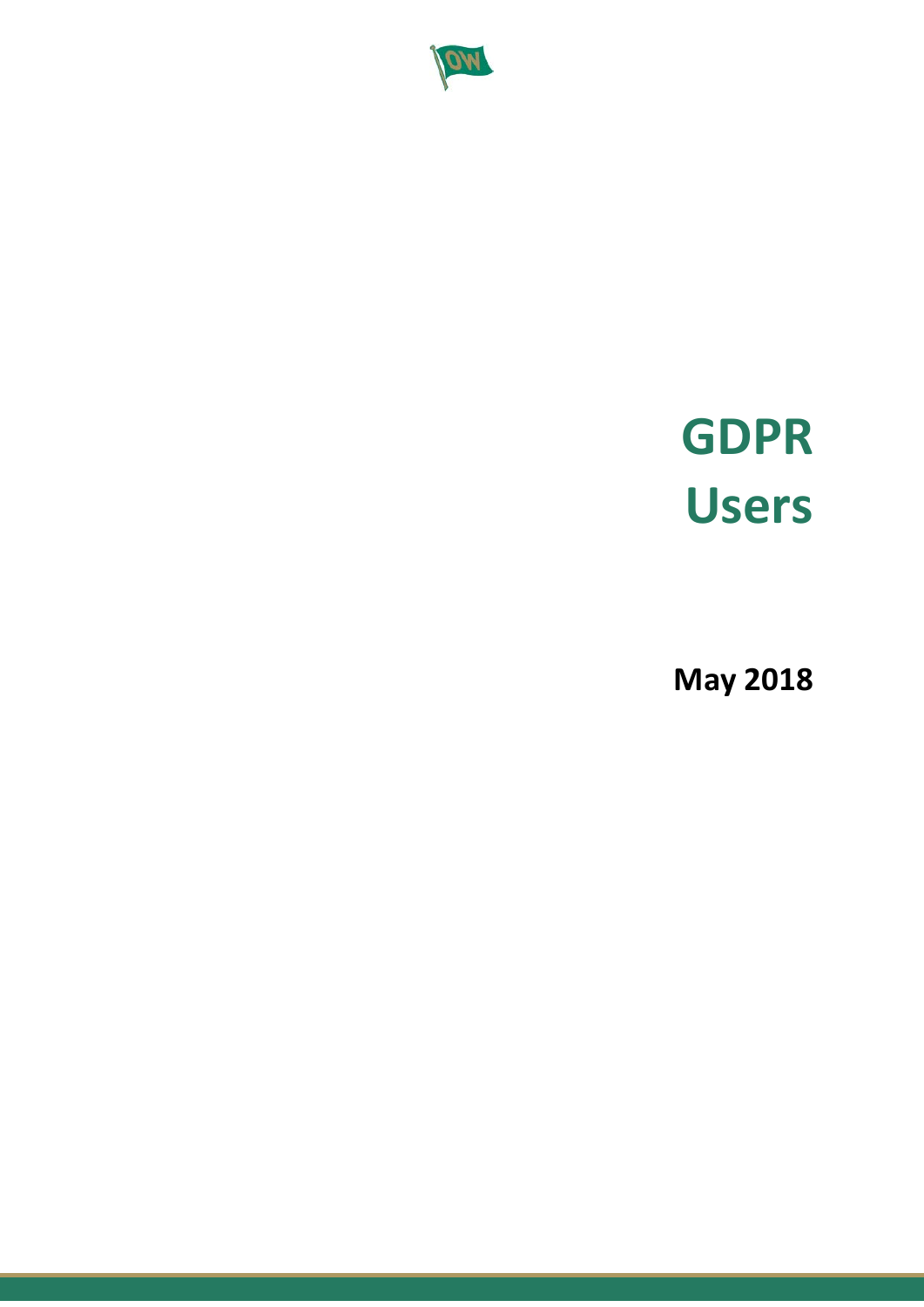# GDPR
# Users

**May 2018**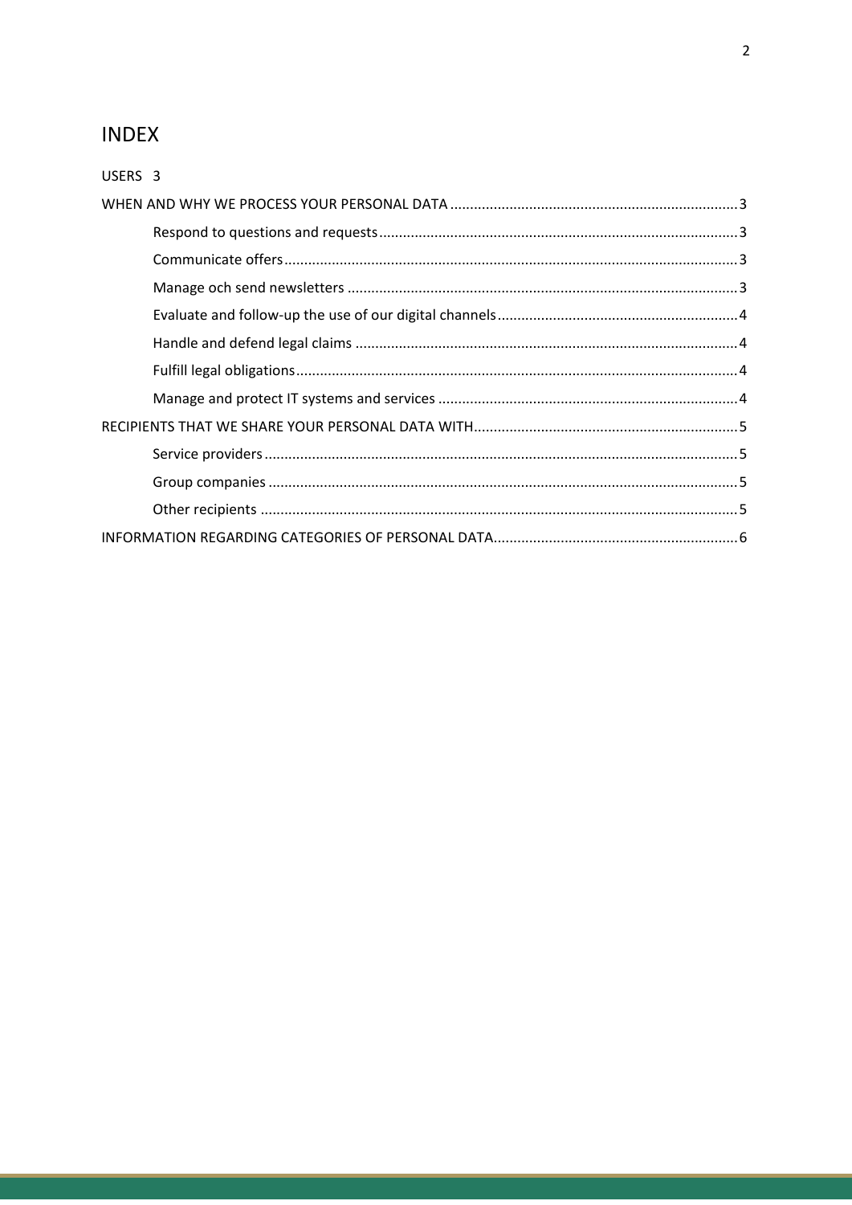# INDEX

USERS 3

WHEN AND WHY WE PROCESS YOUR PERSONAL DATA .......... 3

- Respond to questions and requests .......... 3
- Communicate offers .......... 3
- Manage och send newsletters .......... 3
- Evaluate and follow-up the use of our digital channels .......... 4
- Handle and defend legal claims .......... 4
- Fulfill legal obligations .......... 4
- Manage and protect IT systems and services .......... 4

RECIPIENTS THAT WE SHARE YOUR PERSONAL DATA WITH .......... 5

- Service providers .......... 5
- Group companies .......... 5
- Other recipients .......... 5

INFORMATION REGARDING CATEGORIES OF PERSONAL DATA .......... 6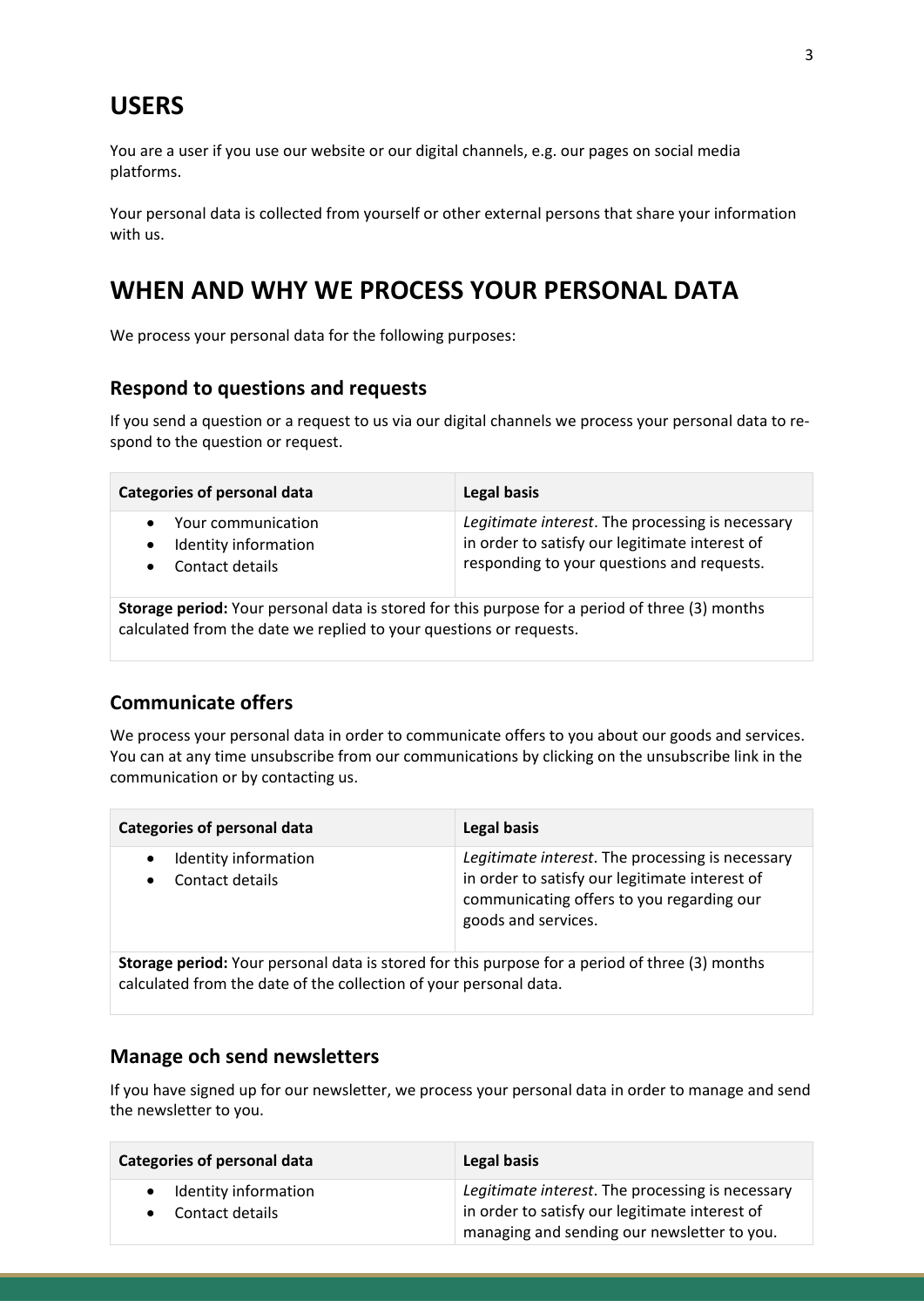# USERS

You are a user if you use our website or our digital channels, e.g. our pages on social media platforms.

Your personal data is collected from yourself or other external persons that share your information with us.

# WHEN AND WHY WE PROCESS YOUR PERSONAL DATA

We process your personal data for the following purposes:

## Respond to questions and requests

If you send a question or a request to us via our digital channels we process your personal data to respond to the question or request.

| Categories of personal data | Legal basis |
|---|---|
| • Your communication<br>• Identity information<br>• Contact details | *Legitimate interest*. The processing is necessary in order to satisfy our legitimate interest of responding to your questions and requests. |
| **Storage period:** Your personal data is stored for this purpose for a period of three (3) months calculated from the date we replied to your questions or requests. | |

## Communicate offers

We process your personal data in order to communicate offers to you about our goods and services. You can at any time unsubscribe from our communications by clicking on the unsubscribe link in the communication or by contacting us.

| Categories of personal data | Legal basis |
|---|---|
| • Identity information<br>• Contact details | *Legitimate interest*. The processing is necessary in order to satisfy our legitimate interest of communicating offers to you regarding our goods and services. |
| **Storage period:** Your personal data is stored for this purpose for a period of three (3) months calculated from the date of the collection of your personal data. | |

## Manage och send newsletters

If you have signed up for our newsletter, we process your personal data in order to manage and send the newsletter to you.

| Categories of personal data | Legal basis |
|---|---|
| • Identity information<br>• Contact details | *Legitimate interest*. The processing is necessary in order to satisfy our legitimate interest of managing and sending our newsletter to you. |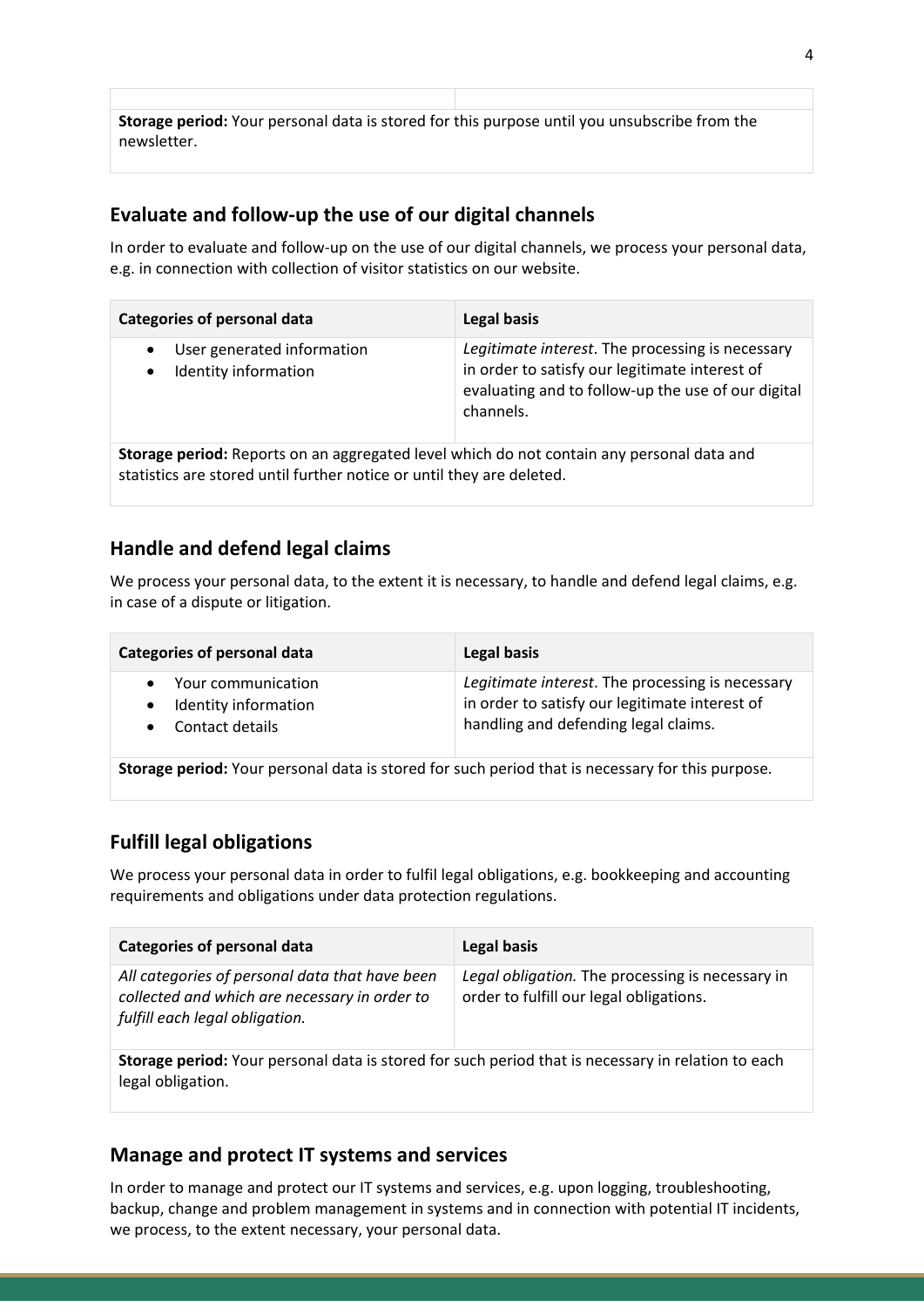| | |
|---|---|
| **Storage period:** Your personal data is stored for this purpose until you unsubscribe from the newsletter. | |

## Evaluate and follow-up the use of our digital channels

In order to evaluate and follow-up on the use of our digital channels, we process your personal data, e.g. in connection with collection of visitor statistics on our website.

| Categories of personal data | Legal basis |
|---|---|
| • User generated information<br>• Identity information | *Legitimate interest*. The processing is necessary in order to satisfy our legitimate interest of evaluating and to follow-up the use of our digital channels. |
| **Storage period:** Reports on an aggregated level which do not contain any personal data and statistics are stored until further notice or until they are deleted. | |

## Handle and defend legal claims

We process your personal data, to the extent it is necessary, to handle and defend legal claims, e.g. in case of a dispute or litigation.

| Categories of personal data | Legal basis |
|---|---|
| • Your communication<br>• Identity information<br>• Contact details | *Legitimate interest*. The processing is necessary in order to satisfy our legitimate interest of handling and defending legal claims. |
| **Storage period:** Your personal data is stored for such period that is necessary for this purpose. | |

## Fulfill legal obligations

We process your personal data in order to fulfil legal obligations, e.g. bookkeeping and accounting requirements and obligations under data protection regulations.

| Categories of personal data | Legal basis |
|---|---|
| *All categories of personal data that have been collected and which are necessary in order to fulfill each legal obligation.* | *Legal obligation.* The processing is necessary in order to fulfill our legal obligations. |
| **Storage period:** Your personal data is stored for such period that is necessary in relation to each legal obligation. | |

## Manage and protect IT systems and services

In order to manage and protect our IT systems and services, e.g. upon logging, troubleshooting, backup, change and problem management in systems and in connection with potential IT incidents, we process, to the extent necessary, your personal data.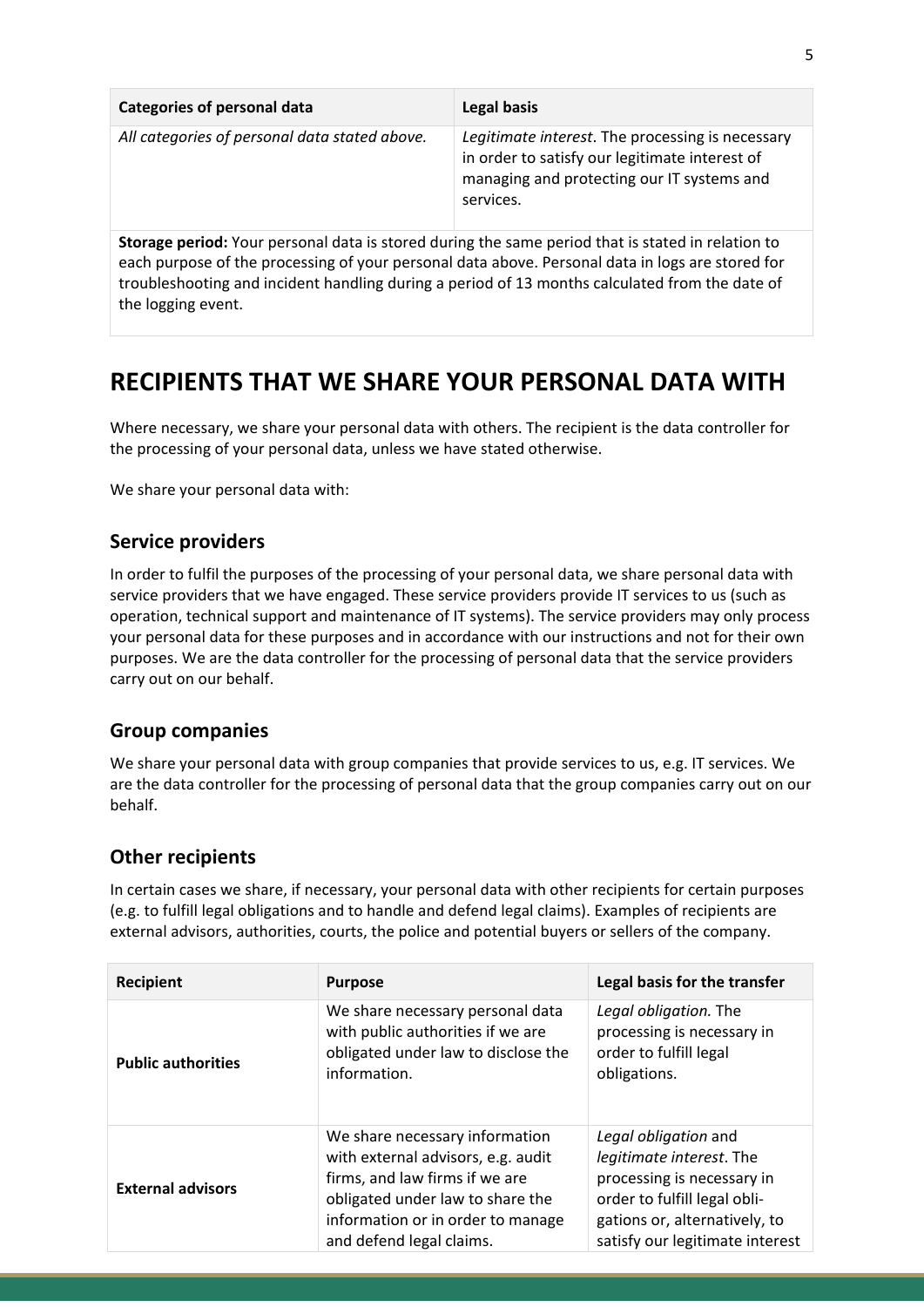| Categories of personal data | Legal basis |
|---|---|
| *All categories of personal data stated above.* | *Legitimate interest*. The processing is necessary in order to satisfy our legitimate interest of managing and protecting our IT systems and services. |

**Storage period:** Your personal data is stored during the same period that is stated in relation to each purpose of the processing of your personal data above. Personal data in logs are stored for troubleshooting and incident handling during a period of 13 months calculated from the date of the logging event.

# RECIPIENTS THAT WE SHARE YOUR PERSONAL DATA WITH

Where necessary, we share your personal data with others. The recipient is the data controller for the processing of your personal data, unless we have stated otherwise.

We share your personal data with:

## Service providers

In order to fulfil the purposes of the processing of your personal data, we share personal data with service providers that we have engaged. These service providers provide IT services to us (such as operation, technical support and maintenance of IT systems). The service providers may only process your personal data for these purposes and in accordance with our instructions and not for their own purposes. We are the data controller for the processing of personal data that the service providers carry out on our behalf.

## Group companies

We share your personal data with group companies that provide services to us, e.g. IT services. We are the data controller for the processing of personal data that the group companies carry out on our behalf.

## Other recipients

In certain cases we share, if necessary, your personal data with other recipients for certain purposes (e.g. to fulfill legal obligations and to handle and defend legal claims). Examples of recipients are external advisors, authorities, courts, the police and potential buyers or sellers of the company.

| Recipient | Purpose | Legal basis for the transfer |
|---|---|---|
| **Public authorities** | We share necessary personal data with public authorities if we are obligated under law to disclose the information. | *Legal obligation.* The processing is necessary in order to fulfill legal obligations. |
| **External advisors** | We share necessary information with external advisors, e.g. audit firms, and law firms if we are obligated under law to share the information or in order to manage and defend legal claims. | *Legal obligation* and *legitimate interest*. The processing is necessary in order to fulfill legal obligations or, alternatively, to satisfy our legitimate interest |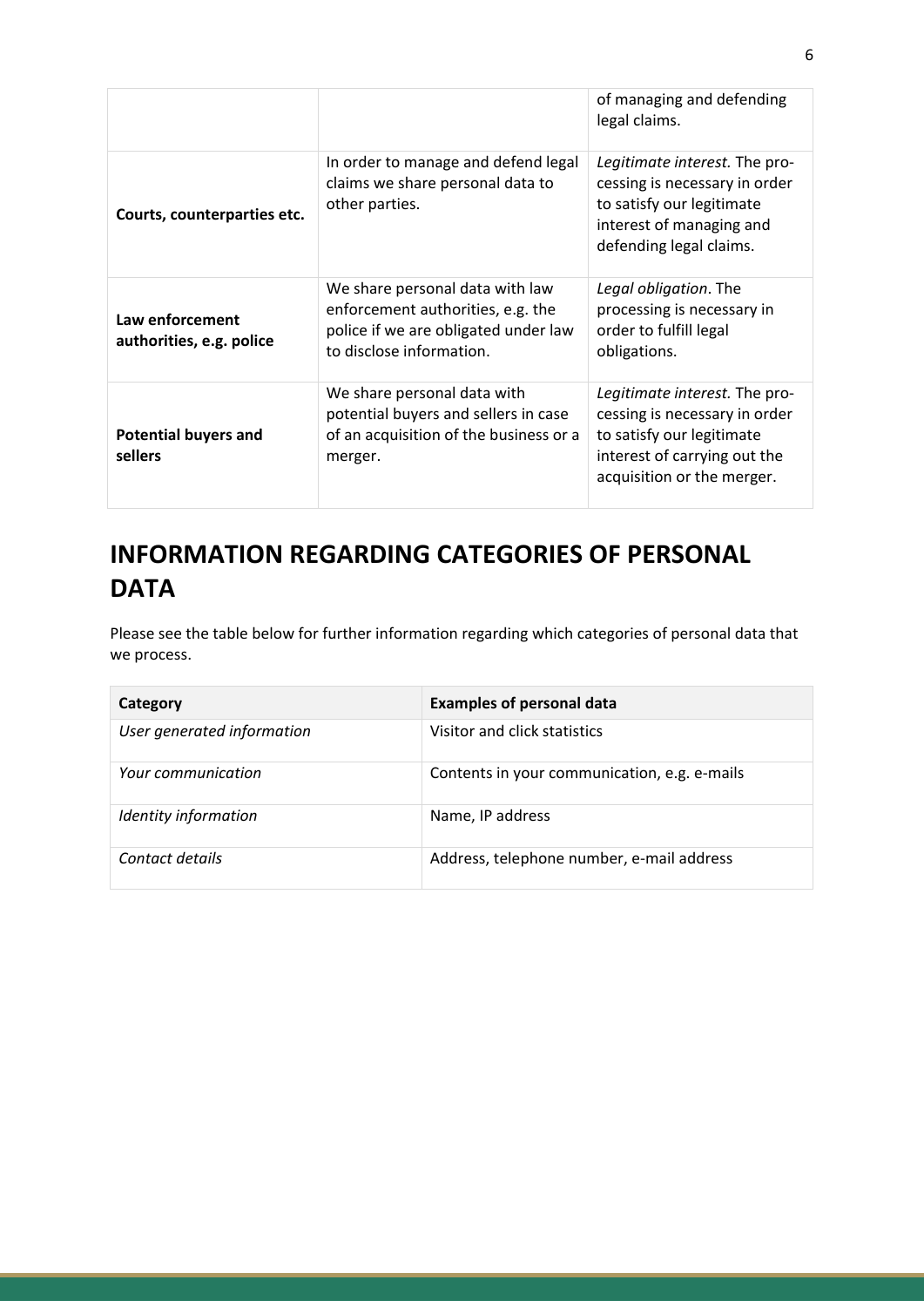| | | |
|---|---|---|
| | | of managing and defending legal claims. |
| **Courts, counterparties etc.** | In order to manage and defend legal claims we share personal data to other parties. | *Legitimate interest.* The processing is necessary in order to satisfy our legitimate interest of managing and defending legal claims. |
| **Law enforcement authorities, e.g. police** | We share personal data with law enforcement authorities, e.g. the police if we are obligated under law to disclose information. | *Legal obligation*. The processing is necessary in order to fulfill legal obligations. |
| **Potential buyers and sellers** | We share personal data with potential buyers and sellers in case of an acquisition of the business or a merger. | *Legitimate interest.* The processing is necessary in order to satisfy our legitimate interest of carrying out the acquisition or the merger. |

# INFORMATION REGARDING CATEGORIES OF PERSONAL DATA

Please see the table below for further information regarding which categories of personal data that we process.

| Category | Examples of personal data |
|---|---|
| *User generated information* | Visitor and click statistics |
| *Your communication* | Contents in your communication, e.g. e-mails |
| *Identity information* | Name, IP address |
| *Contact details* | Address, telephone number, e-mail address |